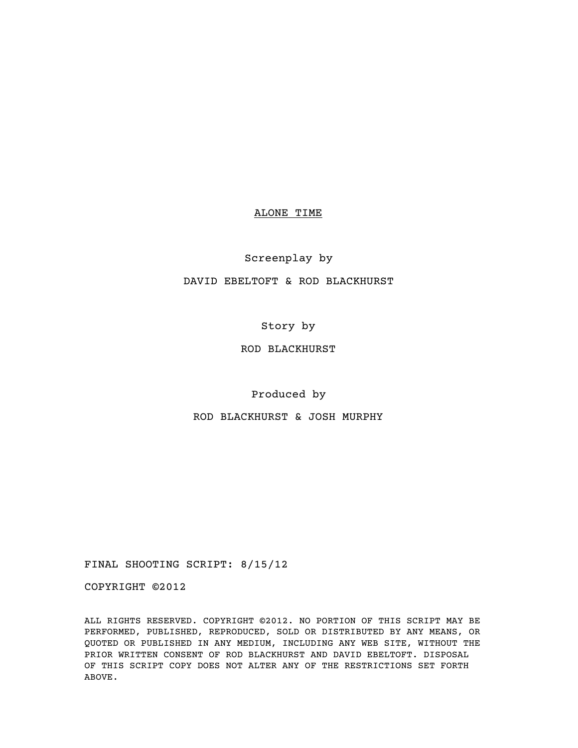# ALONE TIME

Screenplay by

DAVID EBELTOFT & ROD BLACKHURST

Story by

ROD BLACKHURST

Produced by

ROD BLACKHURST & JOSH MURPHY

FINAL SHOOTING SCRIPT: 8/15/12

COPYRIGHT ©2012

ALL RIGHTS RESERVED. COPYRIGHT ©2012. NO PORTION OF THIS SCRIPT MAY BE PERFORMED, PUBLISHED, REPRODUCED, SOLD OR DISTRIBUTED BY ANY MEANS, OR QUOTED OR PUBLISHED IN ANY MEDIUM, INCLUDING ANY WEB SITE, WITHOUT THE PRIOR WRITTEN CONSENT OF ROD BLACKHURST AND DAVID EBELTOFT. DISPOSAL OF THIS SCRIPT COPY DOES NOT ALTER ANY OF THE RESTRICTIONS SET FORTH ABOVE.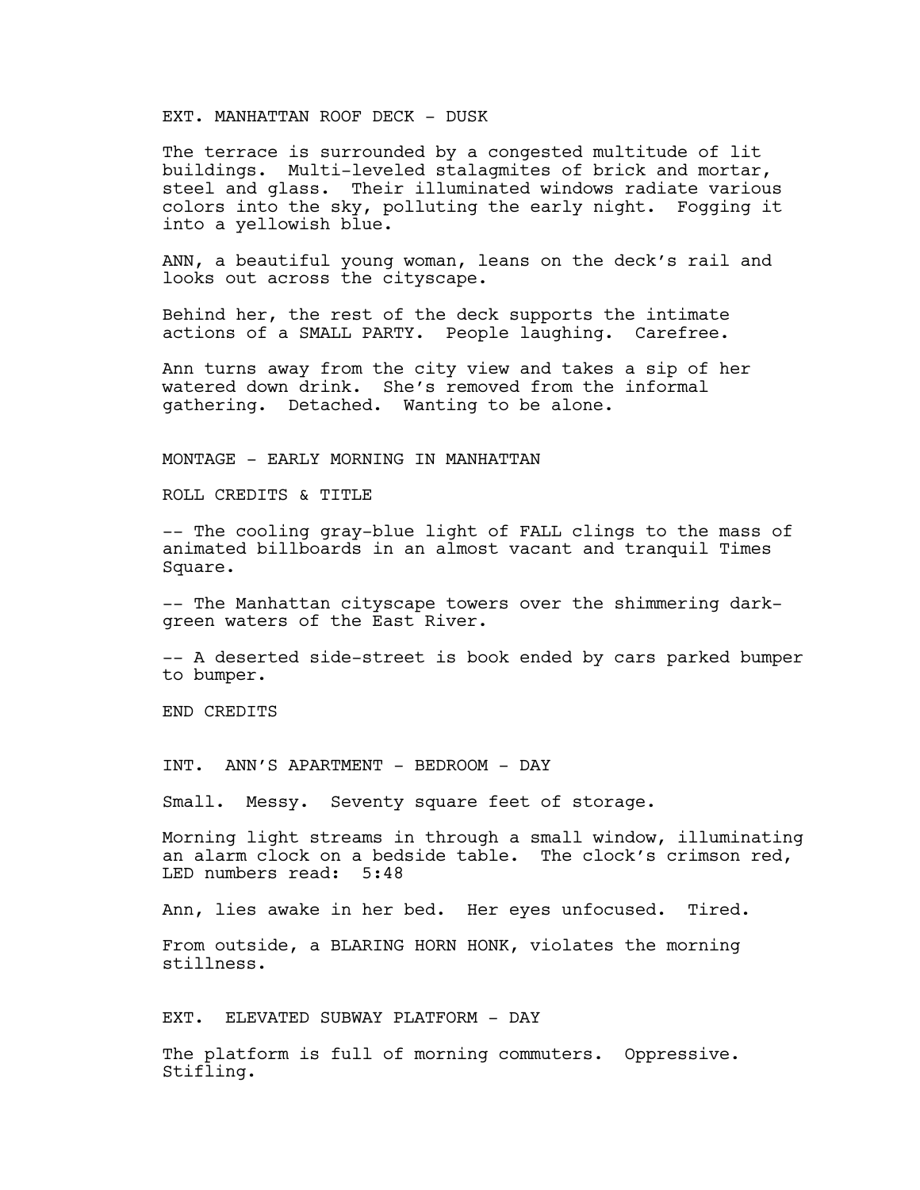EXT. MANHATTAN ROOF DECK - DUSK

The terrace is surrounded by a congested multitude of lit buildings. Multi-leveled stalagmites of brick and mortar, steel and glass. Their illuminated windows radiate various colors into the sky, polluting the early night. Fogging it into a yellowish blue.

ANN, a beautiful young woman, leans on the deck's rail and looks out across the cityscape.

Behind her, the rest of the deck supports the intimate actions of a SMALL PARTY. People laughing. Carefree.

Ann turns away from the city view and takes a sip of her watered down drink. She's removed from the informal gathering. Detached. Wanting to be alone.

MONTAGE - EARLY MORNING IN MANHATTAN

ROLL CREDITS & TITLE

-- The cooling gray-blue light of FALL clings to the mass of animated billboards in an almost vacant and tranquil Times Square.

-- The Manhattan cityscape towers over the shimmering dark-green waters of the East River.

-- A deserted side-street is book ended by cars parked bumper to bumper.

END CREDITS

INT. ANN'S APARTMENT - BEDROOM - DAY

Small. Messy. Seventy square feet of storage.

Morning light streams in through a small window, illuminating an alarm clock on a bedside table. The clock's crimson red, LED numbers read: 5:48

Ann, lies awake in her bed. Her eyes unfocused. Tired.

From outside, a BLARING HORN HONK, violates the morning stillness.

EXT. ELEVATED SUBWAY PLATFORM - DAY

The platform is full of morning commuters. Oppressive. Stifling.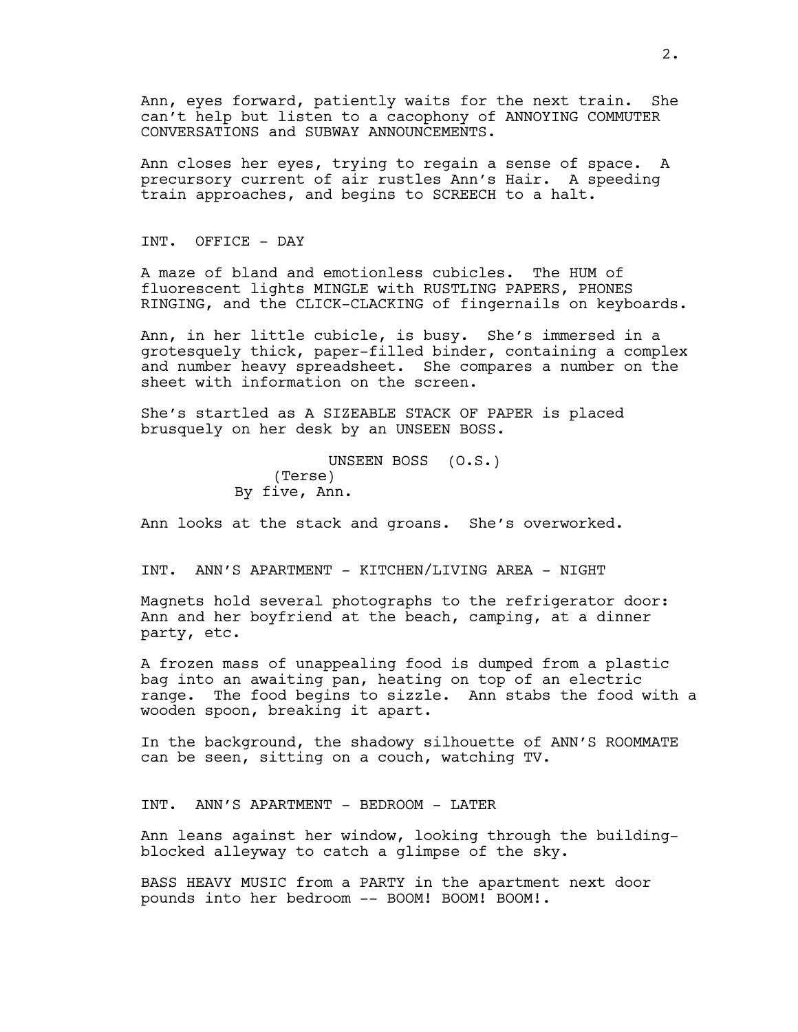Ann, eyes forward, patiently waits for the next train. She can't help but listen to a cacophony of ANNOYING COMMUTER CONVERSATIONS and SUBWAY ANNOUNCEMENTS.

Ann closes her eyes, trying to regain a sense of space. A precursory current of air rustles Ann's Hair. A speeding train approaches, and begins to SCREECH to a halt.

INT. OFFICE - DAY

A maze of bland and emotionless cubicles. The HUM of fluorescent lights MINGLE with RUSTLING PAPERS, PHONES RINGING, and the CLICK-CLACKING of fingernails on keyboards.

Ann, in her little cubicle, is busy. She's immersed in a grotesquely thick, paper-filled binder, containing a complex and number heavy spreadsheet. She compares a number on the sheet with information on the screen.

She's startled as A SIZEABLE STACK OF PAPER is placed brusquely on her desk by an UNSEEN BOSS.

UNSEEN BOSS (O.S.)
(Terse)
By five, Ann.

Ann looks at the stack and groans. She's overworked.

INT. ANN'S APARTMENT - KITCHEN/LIVING AREA - NIGHT

Magnets hold several photographs to the refrigerator door: Ann and her boyfriend at the beach, camping, at a dinner party, etc.

A frozen mass of unappealing food is dumped from a plastic bag into an awaiting pan, heating on top of an electric range. The food begins to sizzle. Ann stabs the food with a wooden spoon, breaking it apart.

In the background, the shadowy silhouette of ANN'S ROOMMATE can be seen, sitting on a couch, watching TV.

INT. ANN'S APARTMENT - BEDROOM - LATER

Ann leans against her window, looking through the building-blocked alleyway to catch a glimpse of the sky.

BASS HEAVY MUSIC from a PARTY in the apartment next door pounds into her bedroom -- BOOM! BOOM! BOOM!.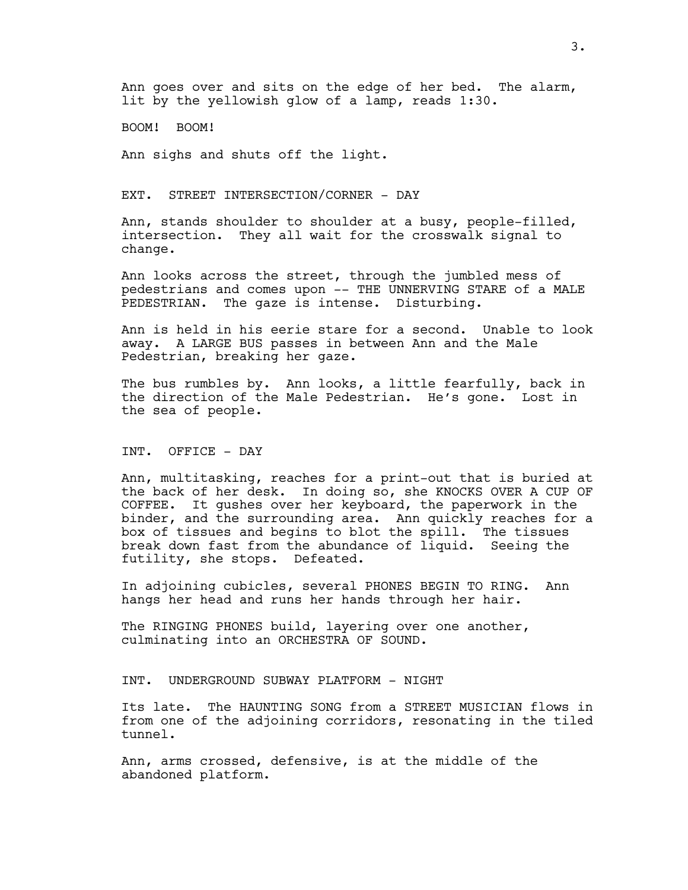Ann goes over and sits on the edge of her bed. The alarm, lit by the yellowish glow of a lamp, reads 1:30.

BOOM! BOOM!

Ann sighs and shuts off the light.

EXT. STREET INTERSECTION/CORNER - DAY

Ann, stands shoulder to shoulder at a busy, people-filled, intersection. They all wait for the crosswalk signal to change.

Ann looks across the street, through the jumbled mess of pedestrians and comes upon -- THE UNNERVING STARE of a MALE PEDESTRIAN. The gaze is intense. Disturbing.

Ann is held in his eerie stare for a second. Unable to look away. A LARGE BUS passes in between Ann and the Male Pedestrian, breaking her gaze.

The bus rumbles by. Ann looks, a little fearfully, back in the direction of the Male Pedestrian. He's gone. Lost in the sea of people.

INT. OFFICE - DAY

Ann, multitasking, reaches for a print-out that is buried at the back of her desk. In doing so, she KNOCKS OVER A CUP OF COFFEE. It gushes over her keyboard, the paperwork in the binder, and the surrounding area. Ann quickly reaches for a box of tissues and begins to blot the spill. The tissues break down fast from the abundance of liquid. Seeing the futility, she stops. Defeated.

In adjoining cubicles, several PHONES BEGIN TO RING. Ann hangs her head and runs her hands through her hair.

The RINGING PHONES build, layering over one another, culminating into an ORCHESTRA OF SOUND.

INT. UNDERGROUND SUBWAY PLATFORM - NIGHT

Its late. The HAUNTING SONG from a STREET MUSICIAN flows in from one of the adjoining corridors, resonating in the tiled tunnel.

Ann, arms crossed, defensive, is at the middle of the abandoned platform.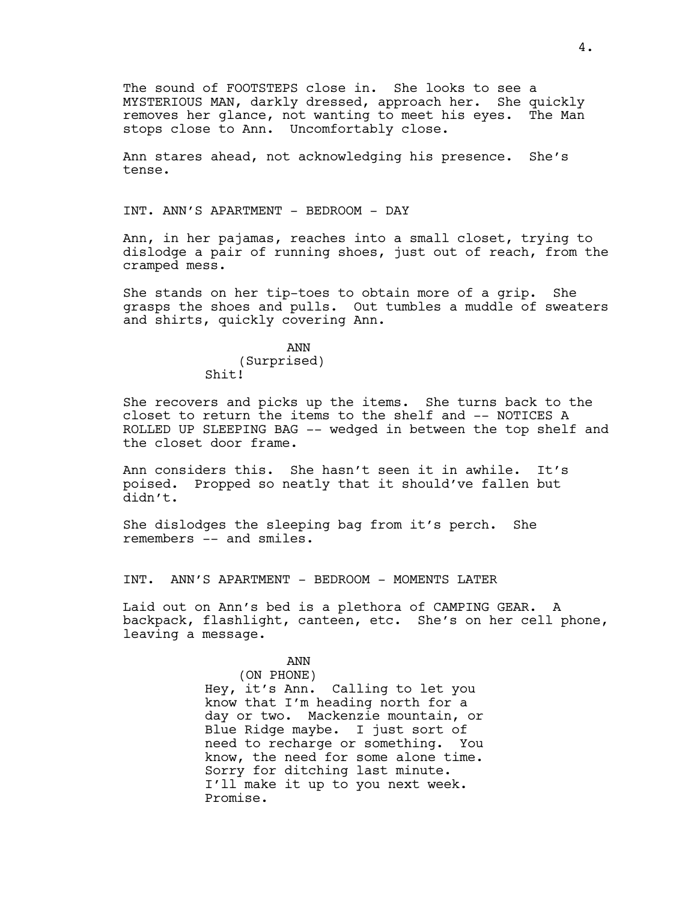The sound of FOOTSTEPS close in. She looks to see a MYSTERIOUS MAN, darkly dressed, approach her. She quickly removes her glance, not wanting to meet his eyes. The Man stops close to Ann. Uncomfortably close.

Ann stares ahead, not acknowledging his presence. She's tense.

INT. ANN'S APARTMENT - BEDROOM - DAY

Ann, in her pajamas, reaches into a small closet, trying to dislodge a pair of running shoes, just out of reach, from the cramped mess.

She stands on her tip-toes to obtain more of a grip. She grasps the shoes and pulls. Out tumbles a muddle of sweaters and shirts, quickly covering Ann.

ANN
(Surprised)
Shit!

She recovers and picks up the items. She turns back to the closet to return the items to the shelf and -- NOTICES A ROLLED UP SLEEPING BAG -- wedged in between the top shelf and the closet door frame.

Ann considers this. She hasn't seen it in awhile. It's poised. Propped so neatly that it should've fallen but didn't.

She dislodges the sleeping bag from it's perch. She remembers -- and smiles.

INT. ANN'S APARTMENT - BEDROOM - MOMENTS LATER

Laid out on Ann's bed is a plethora of CAMPING GEAR. A backpack, flashlight, canteen, etc. She's on her cell phone, leaving a message.

ANN
(ON PHONE)
Hey, it's Ann. Calling to let you know that I'm heading north for a day or two. Mackenzie mountain, or Blue Ridge maybe. I just sort of need to recharge or something. You know, the need for some alone time. Sorry for ditching last minute. I'll make it up to you next week. Promise.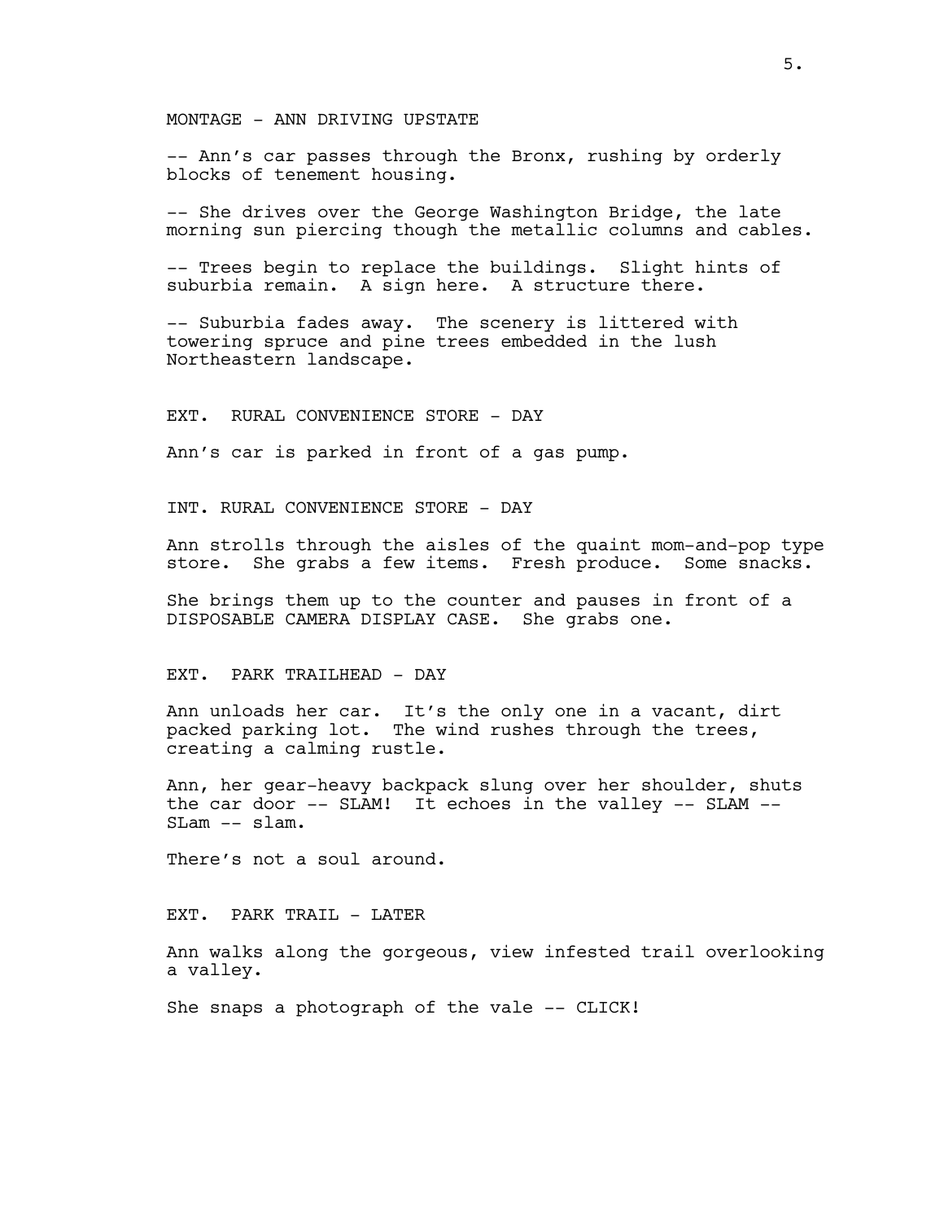MONTAGE - ANN DRIVING UPSTATE

-- Ann's car passes through the Bronx, rushing by orderly blocks of tenement housing.

-- She drives over the George Washington Bridge, the late morning sun piercing though the metallic columns and cables.

-- Trees begin to replace the buildings. Slight hints of suburbia remain. A sign here. A structure there.

-- Suburbia fades away. The scenery is littered with towering spruce and pine trees embedded in the lush Northeastern landscape.

EXT. RURAL CONVENIENCE STORE - DAY

Ann's car is parked in front of a gas pump.

INT. RURAL CONVENIENCE STORE - DAY

Ann strolls through the aisles of the quaint mom-and-pop type store. She grabs a few items. Fresh produce. Some snacks.

She brings them up to the counter and pauses in front of a DISPOSABLE CAMERA DISPLAY CASE. She grabs one.

EXT. PARK TRAILHEAD - DAY

Ann unloads her car. It's the only one in a vacant, dirt packed parking lot. The wind rushes through the trees, creating a calming rustle.

Ann, her gear-heavy backpack slung over her shoulder, shuts the car door -- SLAM! It echoes in the valley -- SLAM -- SLam -- slam.

There's not a soul around.

EXT. PARK TRAIL - LATER

Ann walks along the gorgeous, view infested trail overlooking a valley.

She snaps a photograph of the vale -- CLICK!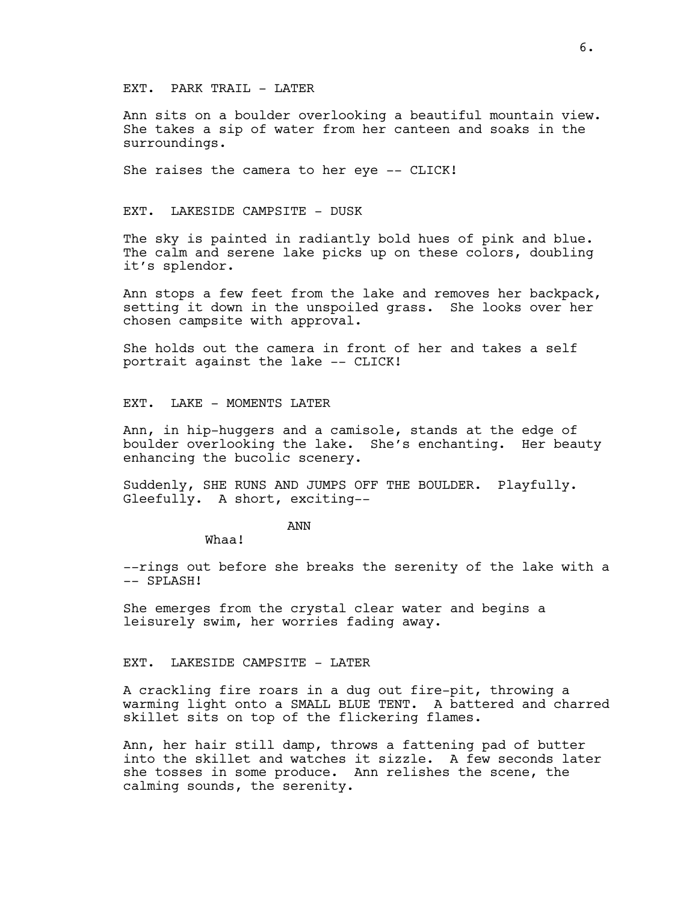EXT. PARK TRAIL - LATER

Ann sits on a boulder overlooking a beautiful mountain view. She takes a sip of water from her canteen and soaks in the surroundings.

She raises the camera to her eye -- CLICK!

EXT. LAKESIDE CAMPSITE - DUSK

The sky is painted in radiantly bold hues of pink and blue. The calm and serene lake picks up on these colors, doubling it's splendor.

Ann stops a few feet from the lake and removes her backpack, setting it down in the unspoiled grass. She looks over her chosen campsite with approval.

She holds out the camera in front of her and takes a self portrait against the lake -- CLICK!

EXT. LAKE - MOMENTS LATER

Ann, in hip-huggers and a camisole, stands at the edge of boulder overlooking the lake. She's enchanting. Her beauty enhancing the bucolic scenery.

Suddenly, SHE RUNS AND JUMPS OFF THE BOULDER. Playfully. Gleefully. A short, exciting--

ANN

Whaa!

--rings out before she breaks the serenity of the lake with a -- SPLASH!

She emerges from the crystal clear water and begins a leisurely swim, her worries fading away.

EXT. LAKESIDE CAMPSITE - LATER

A crackling fire roars in a dug out fire-pit, throwing a warming light onto a SMALL BLUE TENT. A battered and charred skillet sits on top of the flickering flames.

Ann, her hair still damp, throws a fattening pad of butter into the skillet and watches it sizzle. A few seconds later she tosses in some produce. Ann relishes the scene, the calming sounds, the serenity.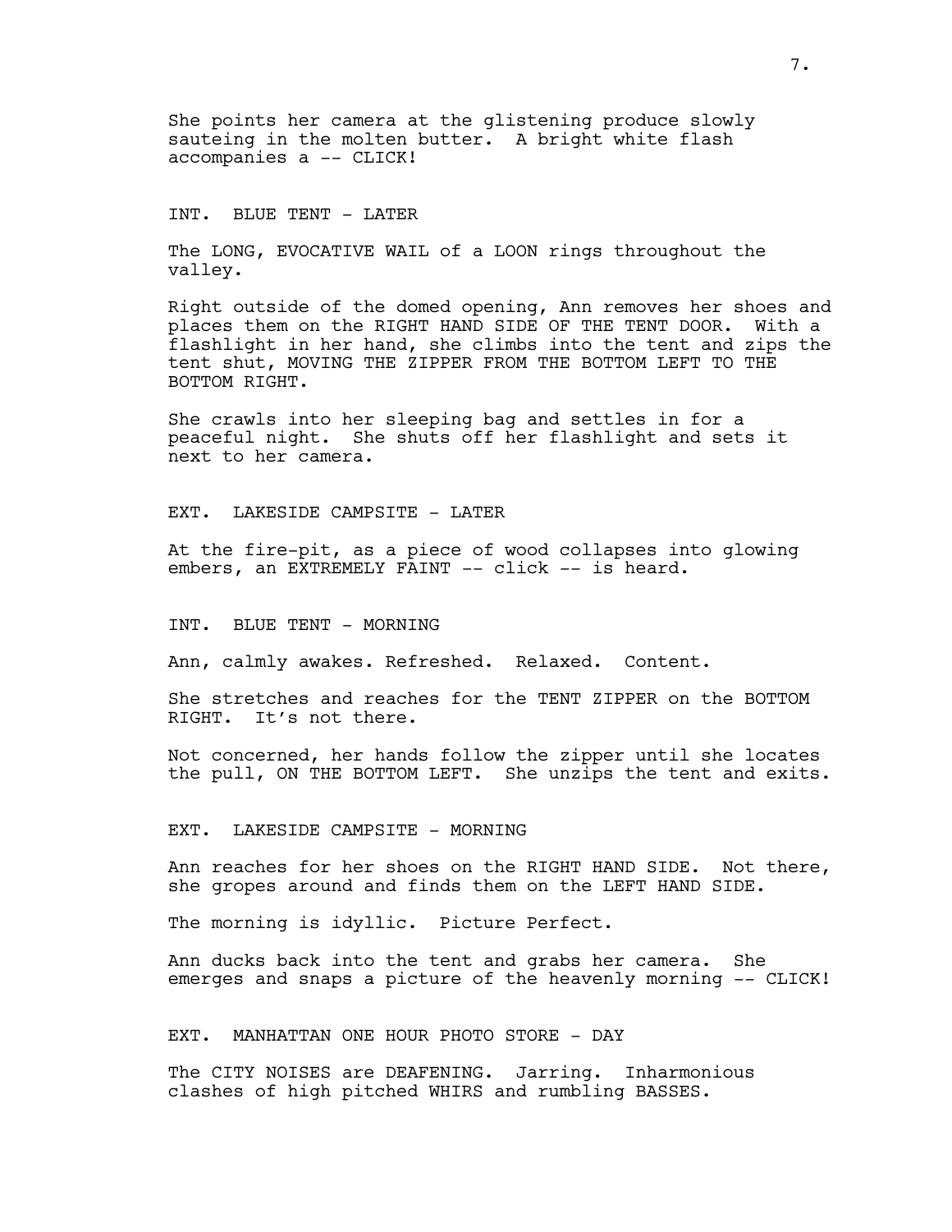She points her camera at the glistening produce slowly sauteing in the molten butter. A bright white flash accompanies a -- CLICK!

INT. BLUE TENT - LATER

The LONG, EVOCATIVE WAIL of a LOON rings throughout the valley.

Right outside of the domed opening, Ann removes her shoes and places them on the RIGHT HAND SIDE OF THE TENT DOOR. With a flashlight in her hand, she climbs into the tent and zips the tent shut, MOVING THE ZIPPER FROM THE BOTTOM LEFT TO THE BOTTOM RIGHT.

She crawls into her sleeping bag and settles in for a peaceful night. She shuts off her flashlight and sets it next to her camera.

EXT. LAKESIDE CAMPSITE - LATER

At the fire-pit, as a piece of wood collapses into glowing embers, an EXTREMELY FAINT -- click -- is heard.

INT. BLUE TENT - MORNING

Ann, calmly awakes. Refreshed. Relaxed. Content.

She stretches and reaches for the TENT ZIPPER on the BOTTOM RIGHT. It's not there.

Not concerned, her hands follow the zipper until she locates the pull, ON THE BOTTOM LEFT. She unzips the tent and exits.

EXT. LAKESIDE CAMPSITE - MORNING

Ann reaches for her shoes on the RIGHT HAND SIDE. Not there, she gropes around and finds them on the LEFT HAND SIDE.

The morning is idyllic. Picture Perfect.

Ann ducks back into the tent and grabs her camera. She emerges and snaps a picture of the heavenly morning -- CLICK!

EXT. MANHATTAN ONE HOUR PHOTO STORE - DAY

The CITY NOISES are DEAFENING. Jarring. Inharmonious clashes of high pitched WHIRS and rumbling BASSES.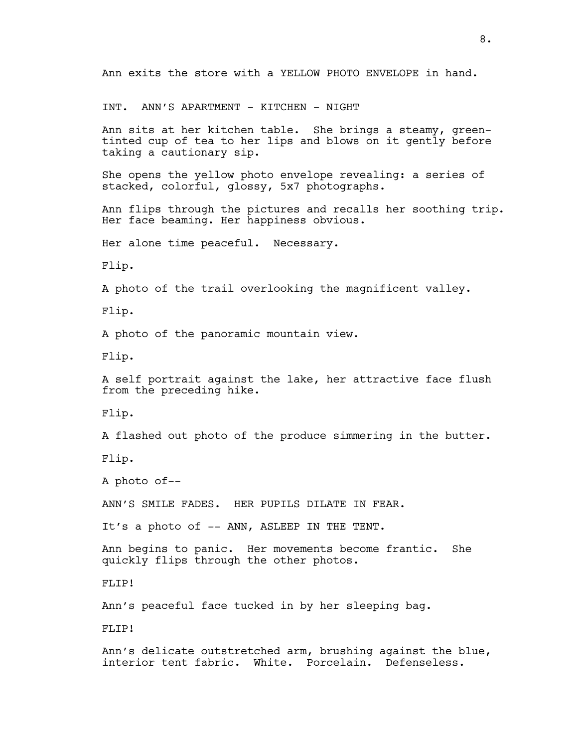Ann exits the store with a YELLOW PHOTO ENVELOPE in hand.

INT. ANN'S APARTMENT - KITCHEN - NIGHT

Ann sits at her kitchen table. She brings a steamy, green-tinted cup of tea to her lips and blows on it gently before taking a cautionary sip.

She opens the yellow photo envelope revealing: a series of stacked, colorful, glossy, 5x7 photographs.

Ann flips through the pictures and recalls her soothing trip. Her face beaming. Her happiness obvious.

Her alone time peaceful. Necessary.

Flip.

A photo of the trail overlooking the magnificent valley.

Flip.

A photo of the panoramic mountain view.

Flip.

A self portrait against the lake, her attractive face flush from the preceding hike.

Flip.

A flashed out photo of the produce simmering in the butter.

Flip.

A photo of--

ANN'S SMILE FADES. HER PUPILS DILATE IN FEAR.

It's a photo of -- ANN, ASLEEP IN THE TENT.

Ann begins to panic. Her movements become frantic. She quickly flips through the other photos.

FLIP!

Ann's peaceful face tucked in by her sleeping bag.

FLIP!

Ann's delicate outstretched arm, brushing against the blue, interior tent fabric. White. Porcelain. Defenseless.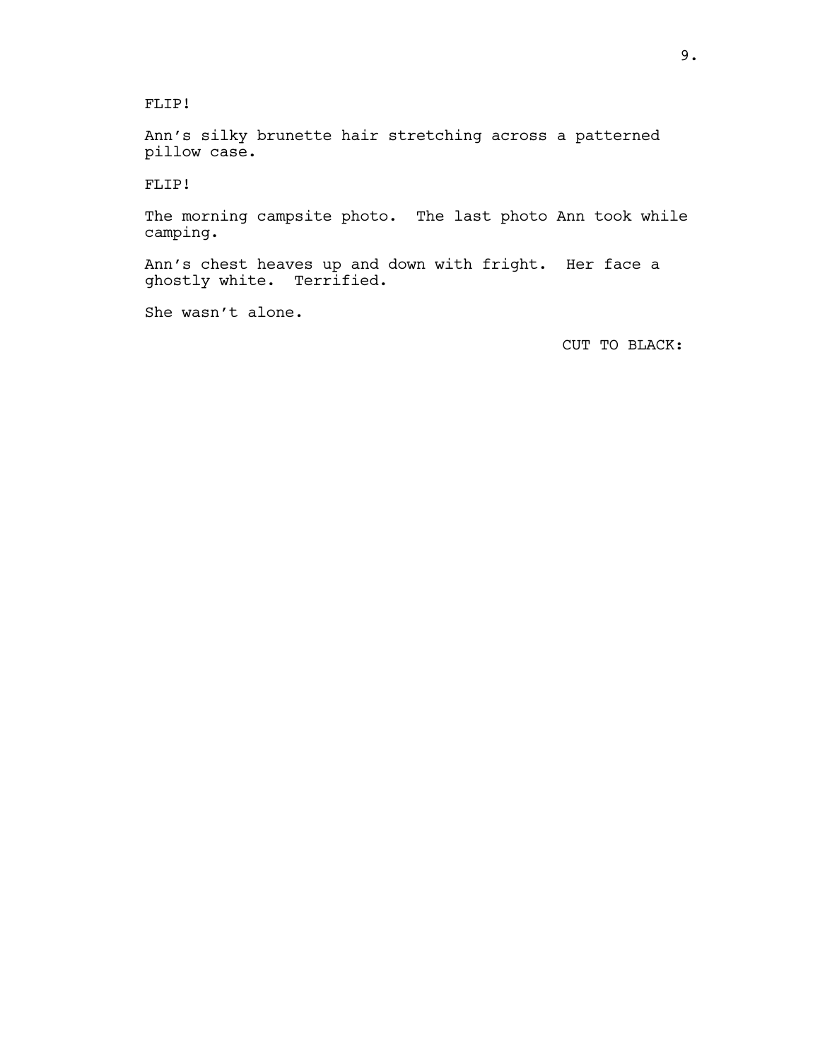FLIP!

Ann's silky brunette hair stretching across a patterned pillow case.

FLIP!

The morning campsite photo. The last photo Ann took while camping.

Ann's chest heaves up and down with fright. Her face a ghostly white. Terrified.

She wasn't alone.

CUT TO BLACK: